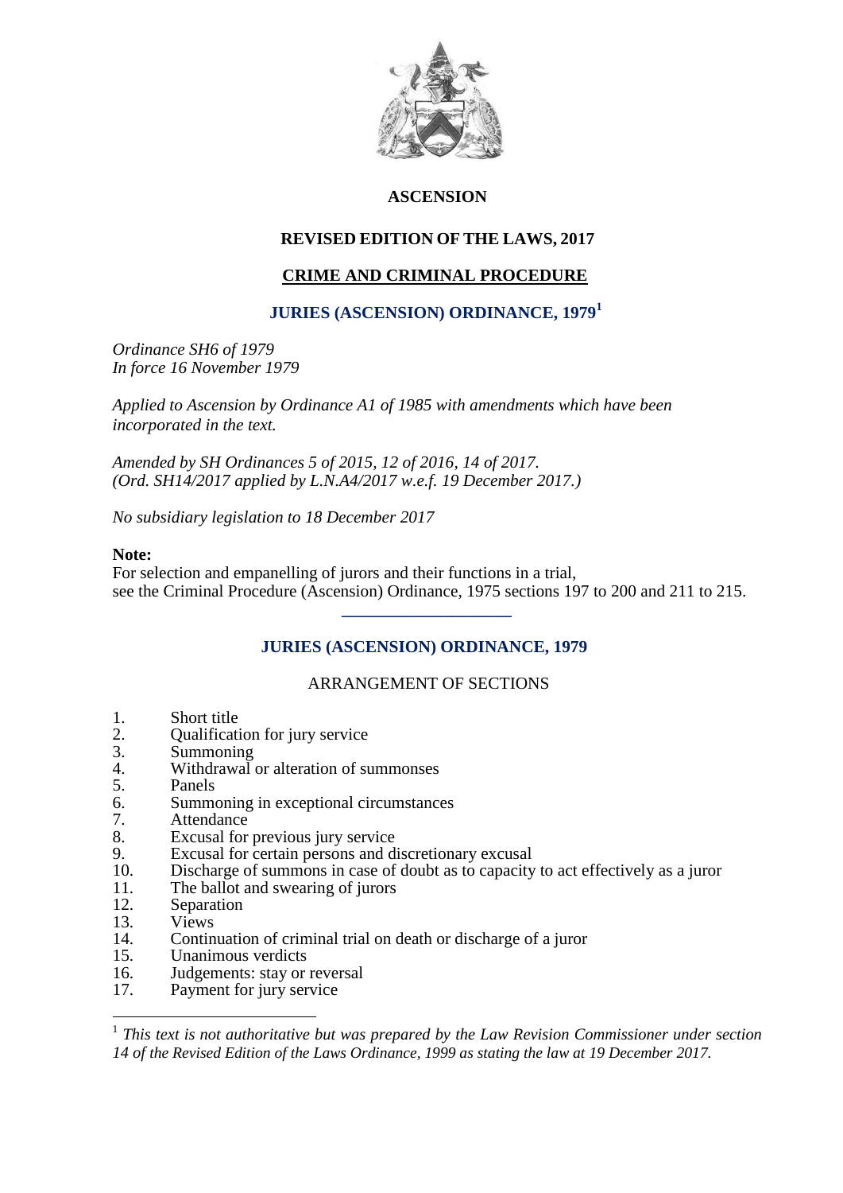**ASCENSION**

**REVISED EDITION OF THE LAWS, 2017**

**CRIME AND CRIMINAL PROCEDURE**

# JURIES (ASCENSION) ORDINANCE, 1979[1]

*Ordinance SH6 of 1979*
*In force 16 November 1979*

*Applied to Ascension by Ordinance A1 of 1985 with amendments which have been incorporated in the text.*

*Amended by SH Ordinances 5 of 2015, 12 of 2016, 14 of 2017.*
*(Ord. SH14/2017 applied by L.N.A4/2017 w.e.f. 19 December 2017.)*

*No subsidiary legislation to 18 December 2017*

**Note:**
For selection and empanelling of jurors and their functions in a trial, see the Criminal Procedure (Ascension) Ordinance, 1975 sections 197 to 200 and 211 to 215.

---

## JURIES (ASCENSION) ORDINANCE, 1979

ARRANGEMENT OF SECTIONS

1. Short title
2. Qualification for jury service
3. Summoning
4. Withdrawal or alteration of summonses
5. Panels
6. Summoning in exceptional circumstances
7. Attendance
8. Excusal for previous jury service
9. Excusal for certain persons and discretionary excusal
10. Discharge of summons in case of doubt as to capacity to act effectively as a juror
11. The ballot and swearing of jurors
12. Separation
13. Views
14. Continuation of criminal trial on death or discharge of a juror
15. Unanimous verdicts
16. Judgements: stay or reversal
17. Payment for jury service

---

[1] *This text is not authoritative but was prepared by the Law Revision Commissioner under section 14 of the Revised Edition of the Laws Ordinance, 1999 as stating the law at 19 December 2017.*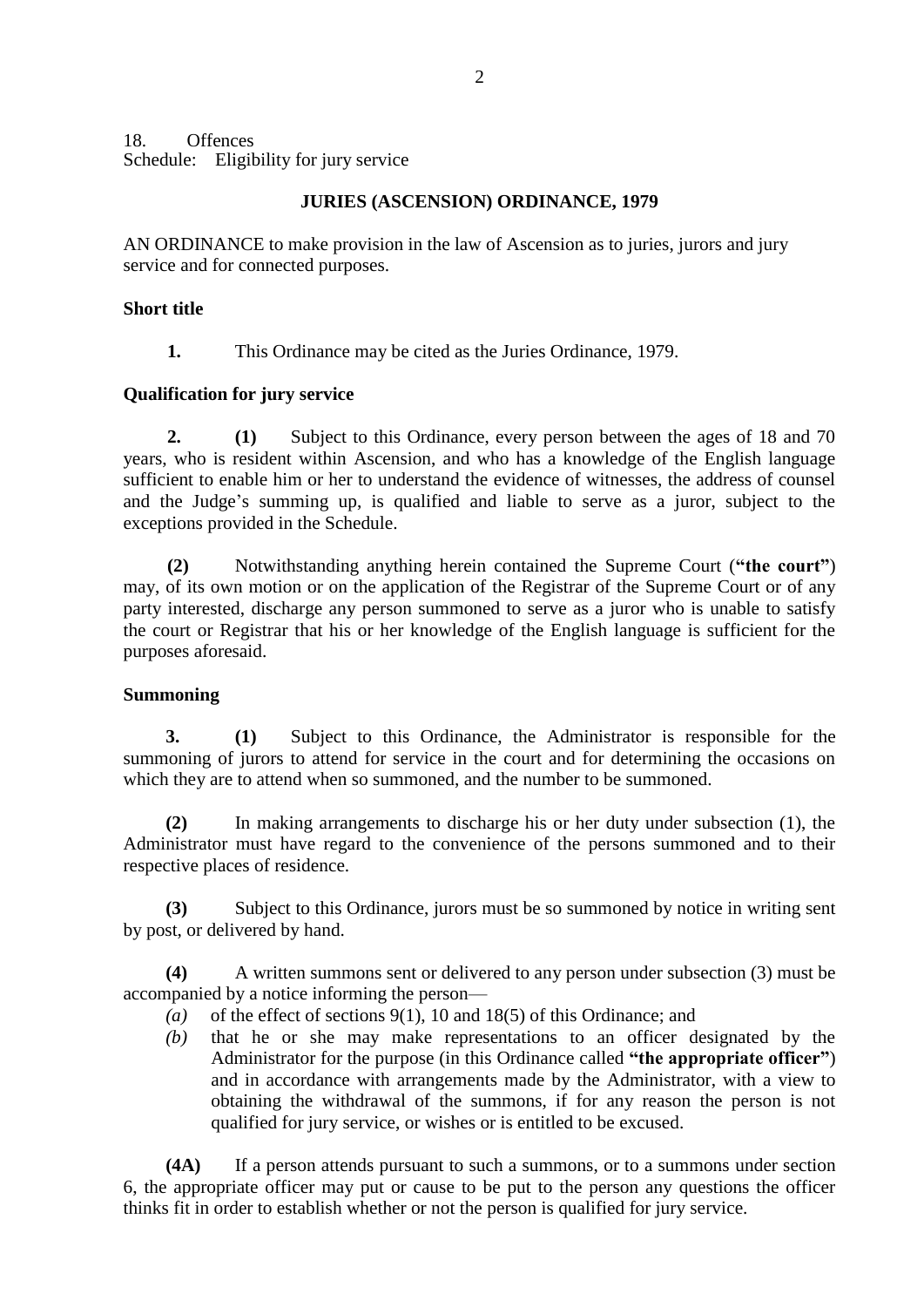18. Offences
Schedule: Eligibility for jury service

## JURIES (ASCENSION) ORDINANCE, 1979

AN ORDINANCE to make provision in the law of Ascension as to juries, jurors and jury service and for connected purposes.

### Short title

**1.** This Ordinance may be cited as the Juries Ordinance, 1979.

### Qualification for jury service

**2. (1)** Subject to this Ordinance, every person between the ages of 18 and 70 years, who is resident within Ascension, and who has a knowledge of the English language sufficient to enable him or her to understand the evidence of witnesses, the address of counsel and the Judge's summing up, is qualified and liable to serve as a juror, subject to the exceptions provided in the Schedule.

**(2)** Notwithstanding anything herein contained the Supreme Court (**"the court"**) may, of its own motion or on the application of the Registrar of the Supreme Court or of any party interested, discharge any person summoned to serve as a juror who is unable to satisfy the court or Registrar that his or her knowledge of the English language is sufficient for the purposes aforesaid.

### Summoning

**3. (1)** Subject to this Ordinance, the Administrator is responsible for the summoning of jurors to attend for service in the court and for determining the occasions on which they are to attend when so summoned, and the number to be summoned.

**(2)** In making arrangements to discharge his or her duty under subsection (1), the Administrator must have regard to the convenience of the persons summoned and to their respective places of residence.

**(3)** Subject to this Ordinance, jurors must be so summoned by notice in writing sent by post, or delivered by hand.

**(4)** A written summons sent or delivered to any person under subsection (3) must be accompanied by a notice informing the person—

*(a)* of the effect of sections 9(1), 10 and 18(5) of this Ordinance; and

*(b)* that he or she may make representations to an officer designated by the Administrator for the purpose (in this Ordinance called **"the appropriate officer"**) and in accordance with arrangements made by the Administrator, with a view to obtaining the withdrawal of the summons, if for any reason the person is not qualified for jury service, or wishes or is entitled to be excused.

**(4A)** If a person attends pursuant to such a summons, or to a summons under section 6, the appropriate officer may put or cause to be put to the person any questions the officer thinks fit in order to establish whether or not the person is qualified for jury service.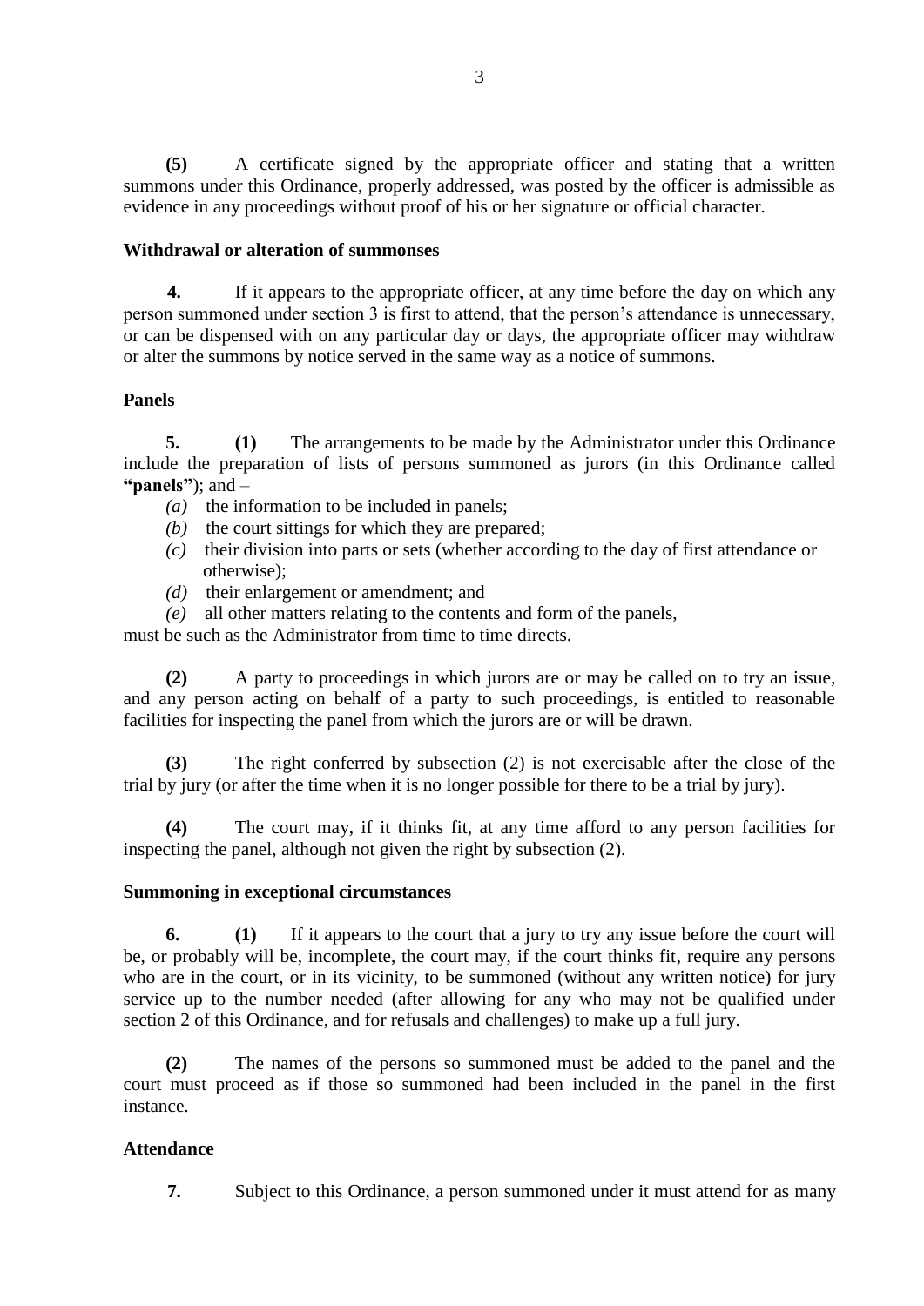**(5)** A certificate signed by the appropriate officer and stating that a written summons under this Ordinance, properly addressed, was posted by the officer is admissible as evidence in any proceedings without proof of his or her signature or official character.

**Withdrawal or alteration of summonses**

**4.** If it appears to the appropriate officer, at any time before the day on which any person summoned under section 3 is first to attend, that the person's attendance is unnecessary, or can be dispensed with on any particular day or days, the appropriate officer may withdraw or alter the summons by notice served in the same way as a notice of summons.

**Panels**

**5.** **(1)** The arrangements to be made by the Administrator under this Ordinance include the preparation of lists of persons summoned as jurors (in this Ordinance called **"panels"**); and –

*(a)* the information to be included in panels;
*(b)* the court sittings for which they are prepared;
*(c)* their division into parts or sets (whether according to the day of first attendance or otherwise);
*(d)* their enlargement or amendment; and
*(e)* all other matters relating to the contents and form of the panels,

must be such as the Administrator from time to time directs.

**(2)** A party to proceedings in which jurors are or may be called on to try an issue, and any person acting on behalf of a party to such proceedings, is entitled to reasonable facilities for inspecting the panel from which the jurors are or will be drawn.

**(3)** The right conferred by subsection (2) is not exercisable after the close of the trial by jury (or after the time when it is no longer possible for there to be a trial by jury).

**(4)** The court may, if it thinks fit, at any time afford to any person facilities for inspecting the panel, although not given the right by subsection (2).

**Summoning in exceptional circumstances**

**6.** **(1)** If it appears to the court that a jury to try any issue before the court will be, or probably will be, incomplete, the court may, if the court thinks fit, require any persons who are in the court, or in its vicinity, to be summoned (without any written notice) for jury service up to the number needed (after allowing for any who may not be qualified under section 2 of this Ordinance, and for refusals and challenges) to make up a full jury.

**(2)** The names of the persons so summoned must be added to the panel and the court must proceed as if those so summoned had been included in the panel in the first instance.

**Attendance**

**7.** Subject to this Ordinance, a person summoned under it must attend for as many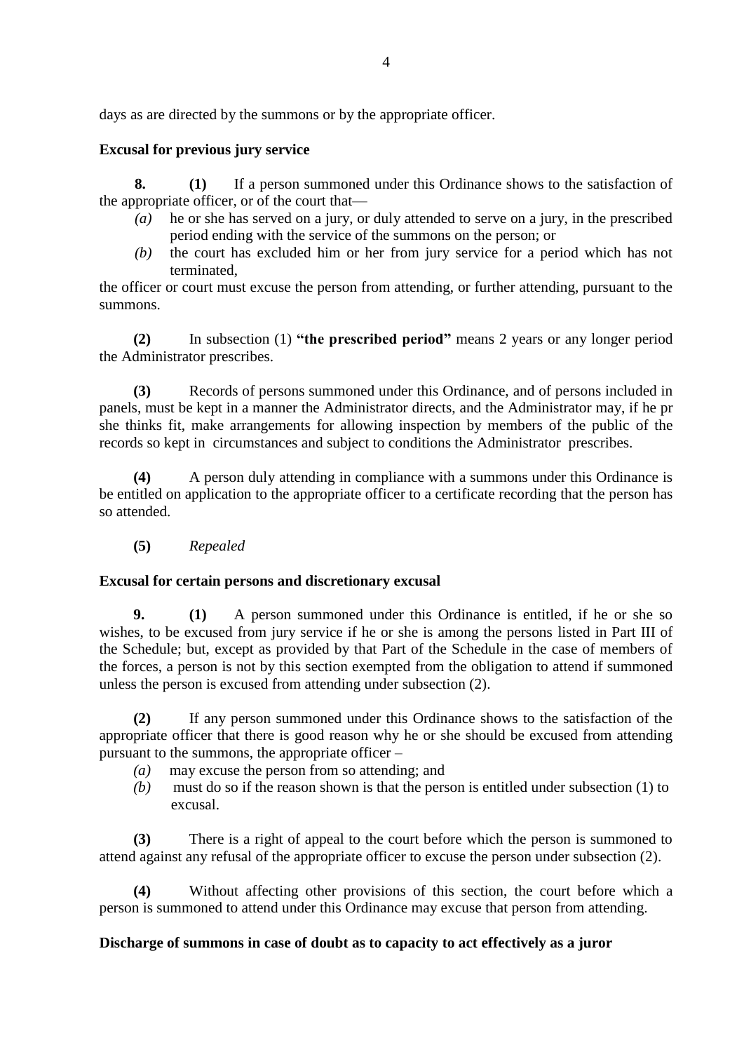days as are directed by the summons or by the appropriate officer.

**Excusal for previous jury service**

**8.** **(1)** If a person summoned under this Ordinance shows to the satisfaction of the appropriate officer, or of the court that—

*(a)* he or she has served on a jury, or duly attended to serve on a jury, in the prescribed period ending with the service of the summons on the person; or

*(b)* the court has excluded him or her from jury service for a period which has not terminated,

the officer or court must excuse the person from attending, or further attending, pursuant to the summons.

**(2)** In subsection (1) **"the prescribed period"** means 2 years or any longer period the Administrator prescribes.

**(3)** Records of persons summoned under this Ordinance, and of persons included in panels, must be kept in a manner the Administrator directs, and the Administrator may, if he pr she thinks fit, make arrangements for allowing inspection by members of the public of the records so kept in circumstances and subject to conditions the Administrator prescribes.

**(4)** A person duly attending in compliance with a summons under this Ordinance is be entitled on application to the appropriate officer to a certificate recording that the person has so attended.

**(5)** *Repealed*

**Excusal for certain persons and discretionary excusal**

**9.** **(1)** A person summoned under this Ordinance is entitled, if he or she so wishes, to be excused from jury service if he or she is among the persons listed in Part III of the Schedule; but, except as provided by that Part of the Schedule in the case of members of the forces, a person is not by this section exempted from the obligation to attend if summoned unless the person is excused from attending under subsection (2).

**(2)** If any person summoned under this Ordinance shows to the satisfaction of the appropriate officer that there is good reason why he or she should be excused from attending pursuant to the summons, the appropriate officer –

*(a)* may excuse the person from so attending; and

*(b)* must do so if the reason shown is that the person is entitled under subsection (1) to excusal.

**(3)** There is a right of appeal to the court before which the person is summoned to attend against any refusal of the appropriate officer to excuse the person under subsection (2).

**(4)** Without affecting other provisions of this section, the court before which a person is summoned to attend under this Ordinance may excuse that person from attending.

**Discharge of summons in case of doubt as to capacity to act effectively as a juror**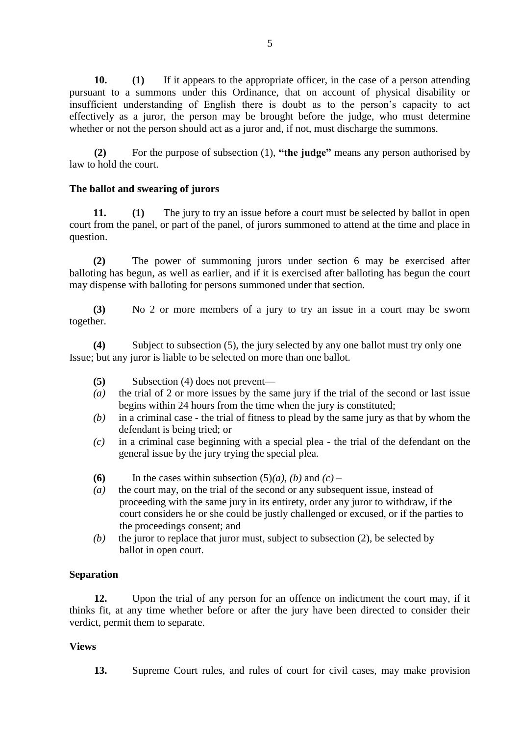**10.** **(1)** If it appears to the appropriate officer, in the case of a person attending pursuant to a summons under this Ordinance, that on account of physical disability or insufficient understanding of English there is doubt as to the person's capacity to act effectively as a juror, the person may be brought before the judge, who must determine whether or not the person should act as a juror and, if not, must discharge the summons.

**(2)** For the purpose of subsection (1), **"the judge"** means any person authorised by law to hold the court.

### The ballot and swearing of jurors

**11.** **(1)** The jury to try an issue before a court must be selected by ballot in open court from the panel, or part of the panel, of jurors summoned to attend at the time and place in question.

**(2)** The power of summoning jurors under section 6 may be exercised after balloting has begun, as well as earlier, and if it is exercised after balloting has begun the court may dispense with balloting for persons summoned under that section.

**(3)** No 2 or more members of a jury to try an issue in a court may be sworn together.

**(4)** Subject to subsection (5), the jury selected by any one ballot must try only one Issue; but any juror is liable to be selected on more than one ballot.

**(5)** Subsection (4) does not prevent—

*(a)* the trial of 2 or more issues by the same jury if the trial of the second or last issue begins within 24 hours from the time when the jury is constituted;

*(b)* in a criminal case - the trial of fitness to plead by the same jury as that by whom the defendant is being tried; or

*(c)* in a criminal case beginning with a special plea - the trial of the defendant on the general issue by the jury trying the special plea.

**(6)** In the cases within subsection (5)*(a)*, *(b)* and *(c)* –

*(a)* the court may, on the trial of the second or any subsequent issue, instead of proceeding with the same jury in its entirety, order any juror to withdraw, if the court considers he or she could be justly challenged or excused, or if the parties to the proceedings consent; and

*(b)* the juror to replace that juror must, subject to subsection (2), be selected by ballot in open court.

### Separation

**12.** Upon the trial of any person for an offence on indictment the court may, if it thinks fit, at any time whether before or after the jury have been directed to consider their verdict, permit them to separate.

### Views

**13.** Supreme Court rules, and rules of court for civil cases, may make provision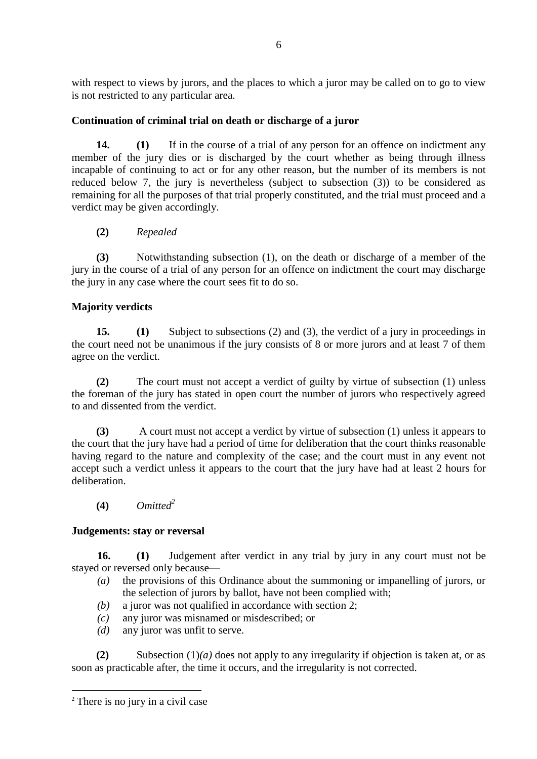with respect to views by jurors, and the places to which a juror may be called on to go to view is not restricted to any particular area.

### Continuation of criminal trial on death or discharge of a juror

**14.** **(1)** If in the course of a trial of any person for an offence on indictment any member of the jury dies or is discharged by the court whether as being through illness incapable of continuing to act or for any other reason, but the number of its members is not reduced below 7, the jury is nevertheless (subject to subsection (3)) to be considered as remaining for all the purposes of that trial properly constituted, and the trial must proceed and a verdict may be given accordingly.

**(2)** *Repealed*

**(3)** Notwithstanding subsection (1), on the death or discharge of a member of the jury in the course of a trial of any person for an offence on indictment the court may discharge the jury in any case where the court sees fit to do so.

### Majority verdicts

**15.** **(1)** Subject to subsections (2) and (3), the verdict of a jury in proceedings in the court need not be unanimous if the jury consists of 8 or more jurors and at least 7 of them agree on the verdict.

**(2)** The court must not accept a verdict of guilty by virtue of subsection (1) unless the foreman of the jury has stated in open court the number of jurors who respectively agreed to and dissented from the verdict.

**(3)** A court must not accept a verdict by virtue of subsection (1) unless it appears to the court that the jury have had a period of time for deliberation that the court thinks reasonable having regard to the nature and complexity of the case; and the court must in any event not accept such a verdict unless it appears to the court that the jury have had at least 2 hours for deliberation.

**(4)** *Omitted*[2]

### Judgements: stay or reversal

**16.** **(1)** Judgement after verdict in any trial by jury in any court must not be stayed or reversed only because—

- *(a)* the provisions of this Ordinance about the summoning or impanelling of jurors, or the selection of jurors by ballot, have not been complied with;
- *(b)* a juror was not qualified in accordance with section 2;
- *(c)* any juror was misnamed or misdescribed; or
- *(d)* any juror was unfit to serve.

**(2)** Subsection (1)*(a)* does not apply to any irregularity if objection is taken at, or as soon as practicable after, the time it occurs, and the irregularity is not corrected.

---

[2] There is no jury in a civil case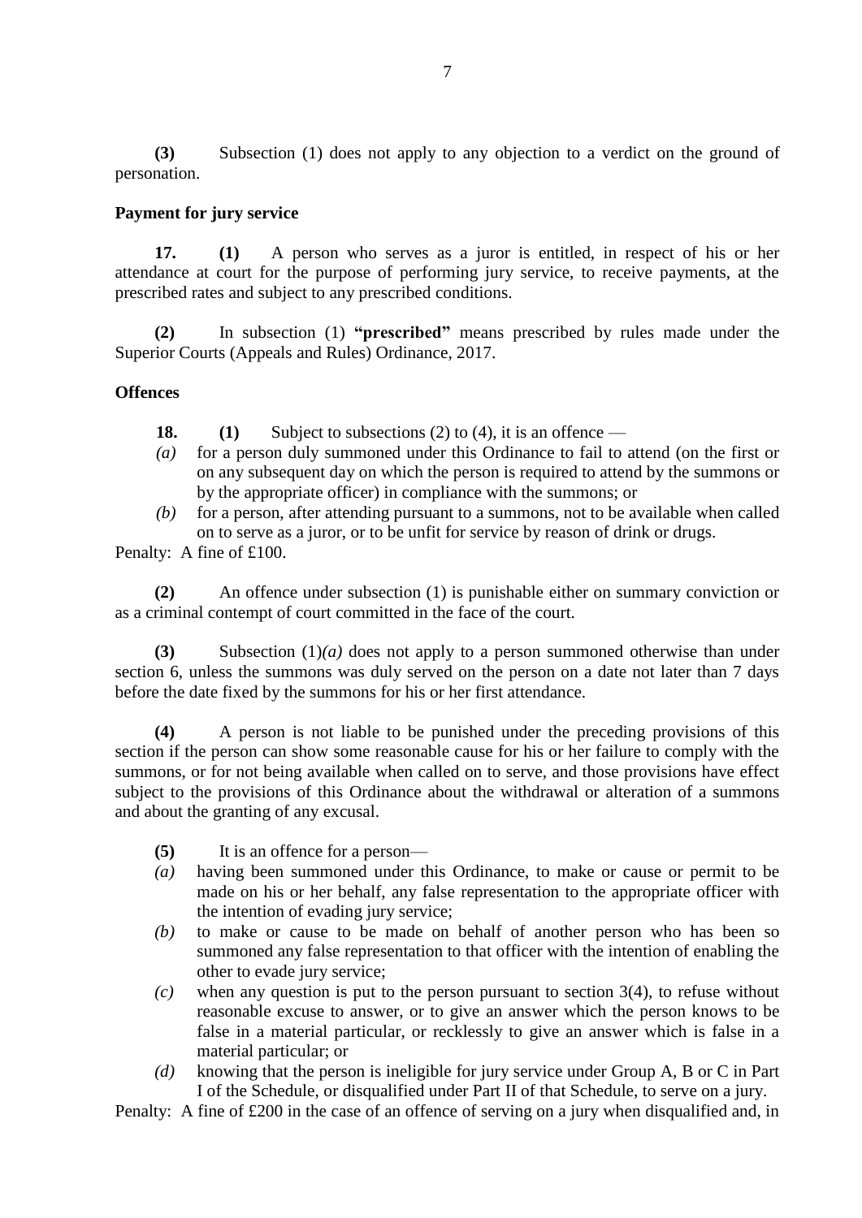**(3)** Subsection (1) does not apply to any objection to a verdict on the ground of personation.

**Payment for jury service**

**17. (1)** A person who serves as a juror is entitled, in respect of his or her attendance at court for the purpose of performing jury service, to receive payments, at the prescribed rates and subject to any prescribed conditions.

**(2)** In subsection (1) **"prescribed"** means prescribed by rules made under the Superior Courts (Appeals and Rules) Ordinance, 2017.

**Offences**

**18. (1)** Subject to subsections (2) to (4), it is an offence —

*(a)* for a person duly summoned under this Ordinance to fail to attend (on the first or on any subsequent day on which the person is required to attend by the summons or by the appropriate officer) in compliance with the summons; or

*(b)* for a person, after attending pursuant to a summons, not to be available when called on to serve as a juror, or to be unfit for service by reason of drink or drugs.

Penalty: A fine of £100.

**(2)** An offence under subsection (1) is punishable either on summary conviction or as a criminal contempt of court committed in the face of the court.

**(3)** Subsection (1)*(a)* does not apply to a person summoned otherwise than under section 6, unless the summons was duly served on the person on a date not later than 7 days before the date fixed by the summons for his or her first attendance.

**(4)** A person is not liable to be punished under the preceding provisions of this section if the person can show some reasonable cause for his or her failure to comply with the summons, or for not being available when called on to serve, and those provisions have effect subject to the provisions of this Ordinance about the withdrawal or alteration of a summons and about the granting of any excusal.

**(5)** It is an offence for a person—

*(a)* having been summoned under this Ordinance, to make or cause or permit to be made on his or her behalf, any false representation to the appropriate officer with the intention of evading jury service;

*(b)* to make or cause to be made on behalf of another person who has been so summoned any false representation to that officer with the intention of enabling the other to evade jury service;

*(c)* when any question is put to the person pursuant to section 3(4), to refuse without reasonable excuse to answer, or to give an answer which the person knows to be false in a material particular, or recklessly to give an answer which is false in a material particular; or

*(d)* knowing that the person is ineligible for jury service under Group A, B or C in Part I of the Schedule, or disqualified under Part II of that Schedule, to serve on a jury.

Penalty: A fine of £200 in the case of an offence of serving on a jury when disqualified and, in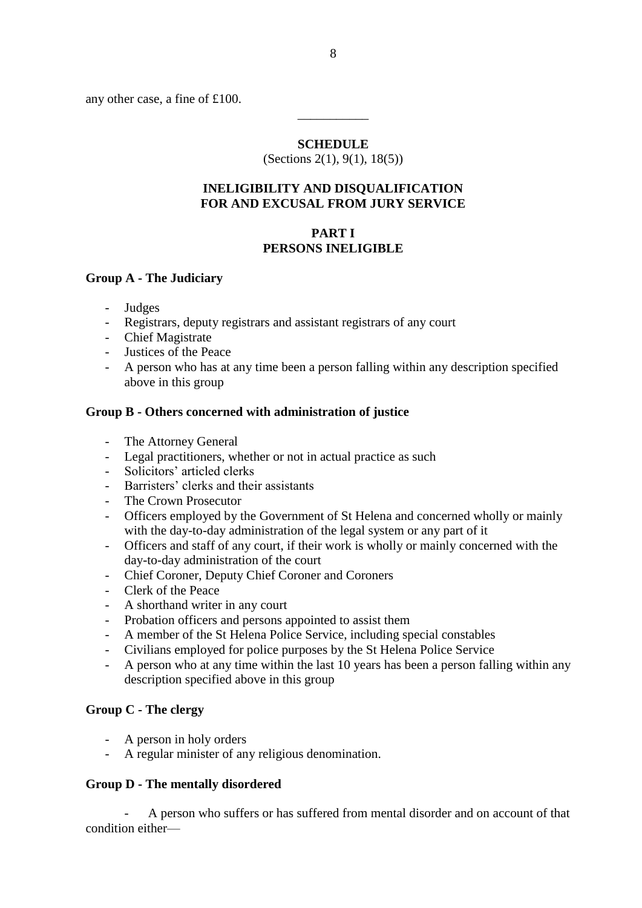any other case, a fine of £100.

___________

## SCHEDULE

(Sections 2(1), 9(1), 18(5))

## INELIGIBILITY AND DISQUALIFICATION FOR AND EXCUSAL FROM JURY SERVICE

## PART I
## PERSONS INELIGIBLE

**Group A - The Judiciary**

- Judges
- Registrars, deputy registrars and assistant registrars of any court
- Chief Magistrate
- Justices of the Peace
- A person who has at any time been a person falling within any description specified above in this group

**Group B - Others concerned with administration of justice**

- The Attorney General
- Legal practitioners, whether or not in actual practice as such
- Solicitors' articled clerks
- Barristers' clerks and their assistants
- The Crown Prosecutor
- Officers employed by the Government of St Helena and concerned wholly or mainly with the day-to-day administration of the legal system or any part of it
- Officers and staff of any court, if their work is wholly or mainly concerned with the day-to-day administration of the court
- Chief Coroner, Deputy Chief Coroner and Coroners
- Clerk of the Peace
- A shorthand writer in any court
- Probation officers and persons appointed to assist them
- A member of the St Helena Police Service, including special constables
- Civilians employed for police purposes by the St Helena Police Service
- A person who at any time within the last 10 years has been a person falling within any description specified above in this group

**Group C - The clergy**

- A person in holy orders
- A regular minister of any religious denomination.

**Group D - The mentally disordered**

- A person who suffers or has suffered from mental disorder and on account of that condition either—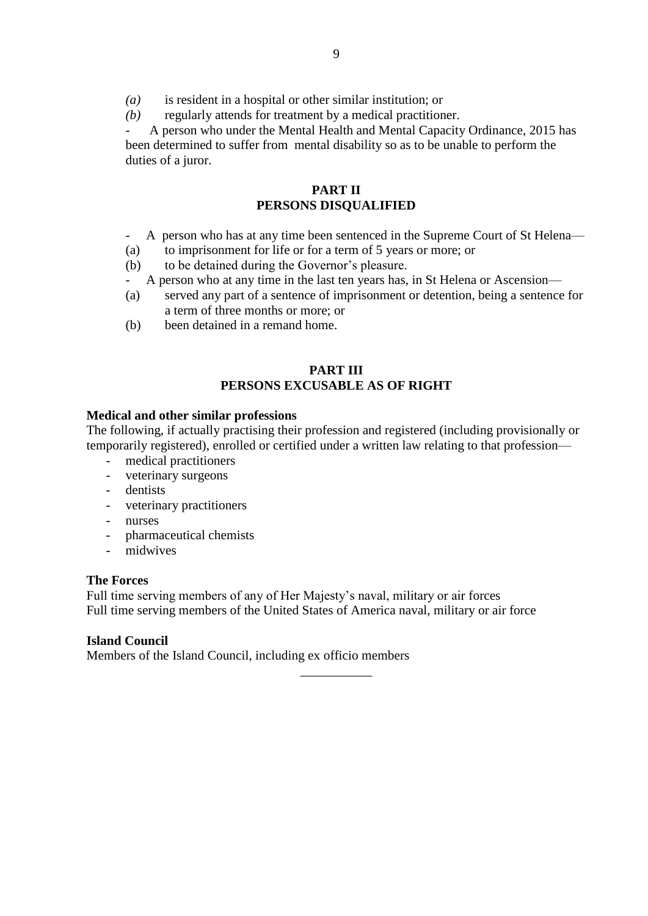*(a)* is resident in a hospital or other similar institution; or

*(b)* regularly attends for treatment by a medical practitioner.

- A person who under the Mental Health and Mental Capacity Ordinance, 2015 has been determined to suffer from mental disability so as to be unable to perform the duties of a juror.

## PART II
## PERSONS DISQUALIFIED

- A person who has at any time been sentenced in the Supreme Court of St Helena—

(a) to imprisonment for life or for a term of 5 years or more; or

(b) to be detained during the Governor's pleasure.

- A person who at any time in the last ten years has, in St Helena or Ascension—

(a) served any part of a sentence of imprisonment or detention, being a sentence for a term of three months or more; or

(b) been detained in a remand home.

## PART III
## PERSONS EXCUSABLE AS OF RIGHT

**Medical and other similar professions**

The following, if actually practising their profession and registered (including provisionally or temporarily registered), enrolled or certified under a written law relating to that profession—

- medical practitioners
- veterinary surgeons
- dentists
- veterinary practitioners
- nurses
- pharmaceutical chemists
- midwives

**The Forces**

Full time serving members of any of Her Majesty's naval, military or air forces

Full time serving members of the United States of America naval, military or air force

**Island Council**

Members of the Island Council, including ex officio members

\_\_\_\_\_\_\_\_\_\_\_